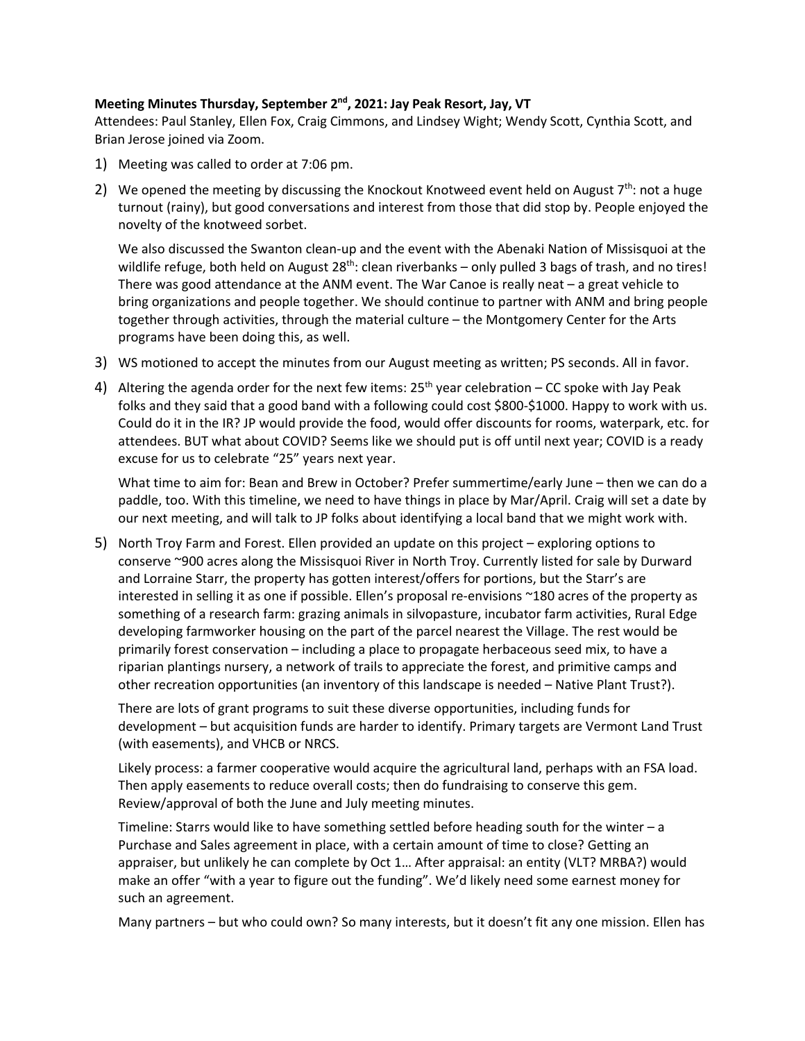**Meeting Minutes Thursday, September 2nd, 2021: Jay Peak Resort, Jay, VT**

Attendees: Paul Stanley, Ellen Fox, Craig Cimmons, and Lindsey Wight; Wendy Scott, Cynthia Scott, and Brian Jerose joined via Zoom.

1) Meeting was called to order at 7:06 pm.

2) We opened the meeting by discussing the Knockout Knotweed event held on August 7th: not a huge turnout (rainy), but good conversations and interest from those that did stop by. People enjoyed the novelty of the knotweed sorbet.

   We also discussed the Swanton clean-up and the event with the Abenaki Nation of Missisquoi at the wildlife refuge, both held on August 28th: clean riverbanks – only pulled 3 bags of trash, and no tires! There was good attendance at the ANM event. The War Canoe is really neat – a great vehicle to bring organizations and people together. We should continue to partner with ANM and bring people together through activities, through the material culture – the Montgomery Center for the Arts programs have been doing this, as well.

3) WS motioned to accept the minutes from our August meeting as written; PS seconds. All in favor.

4) Altering the agenda order for the next few items: 25th year celebration – CC spoke with Jay Peak folks and they said that a good band with a following could cost $800-$1000. Happy to work with us. Could do it in the IR? JP would provide the food, would offer discounts for rooms, waterpark, etc. for attendees. BUT what about COVID? Seems like we should put is off until next year; COVID is a ready excuse for us to celebrate "25" years next year.

   What time to aim for: Bean and Brew in October? Prefer summertime/early June – then we can do a paddle, too. With this timeline, we need to have things in place by Mar/April. Craig will set a date by our next meeting, and will talk to JP folks about identifying a local band that we might work with.

5) North Troy Farm and Forest. Ellen provided an update on this project – exploring options to conserve ~900 acres along the Missisquoi River in North Troy. Currently listed for sale by Durward and Lorraine Starr, the property has gotten interest/offers for portions, but the Starr's are interested in selling it as one if possible. Ellen's proposal re-envisions ~180 acres of the property as something of a research farm: grazing animals in silvopasture, incubator farm activities, Rural Edge developing farmworker housing on the part of the parcel nearest the Village. The rest would be primarily forest conservation – including a place to propagate herbaceous seed mix, to have a riparian plantings nursery, a network of trails to appreciate the forest, and primitive camps and other recreation opportunities (an inventory of this landscape is needed – Native Plant Trust?).

   There are lots of grant programs to suit these diverse opportunities, including funds for development – but acquisition funds are harder to identify. Primary targets are Vermont Land Trust (with easements), and VHCB or NRCS.

   Likely process: a farmer cooperative would acquire the agricultural land, perhaps with an FSA load. Then apply easements to reduce overall costs; then do fundraising to conserve this gem. Review/approval of both the June and July meeting minutes.

   Timeline: Starrs would like to have something settled before heading south for the winter – a Purchase and Sales agreement in place, with a certain amount of time to close? Getting an appraiser, but unlikely he can complete by Oct 1… After appraisal: an entity (VLT? MRBA?) would make an offer "with a year to figure out the funding". We'd likely need some earnest money for such an agreement.

   Many partners – but who could own? So many interests, but it doesn't fit any one mission. Ellen has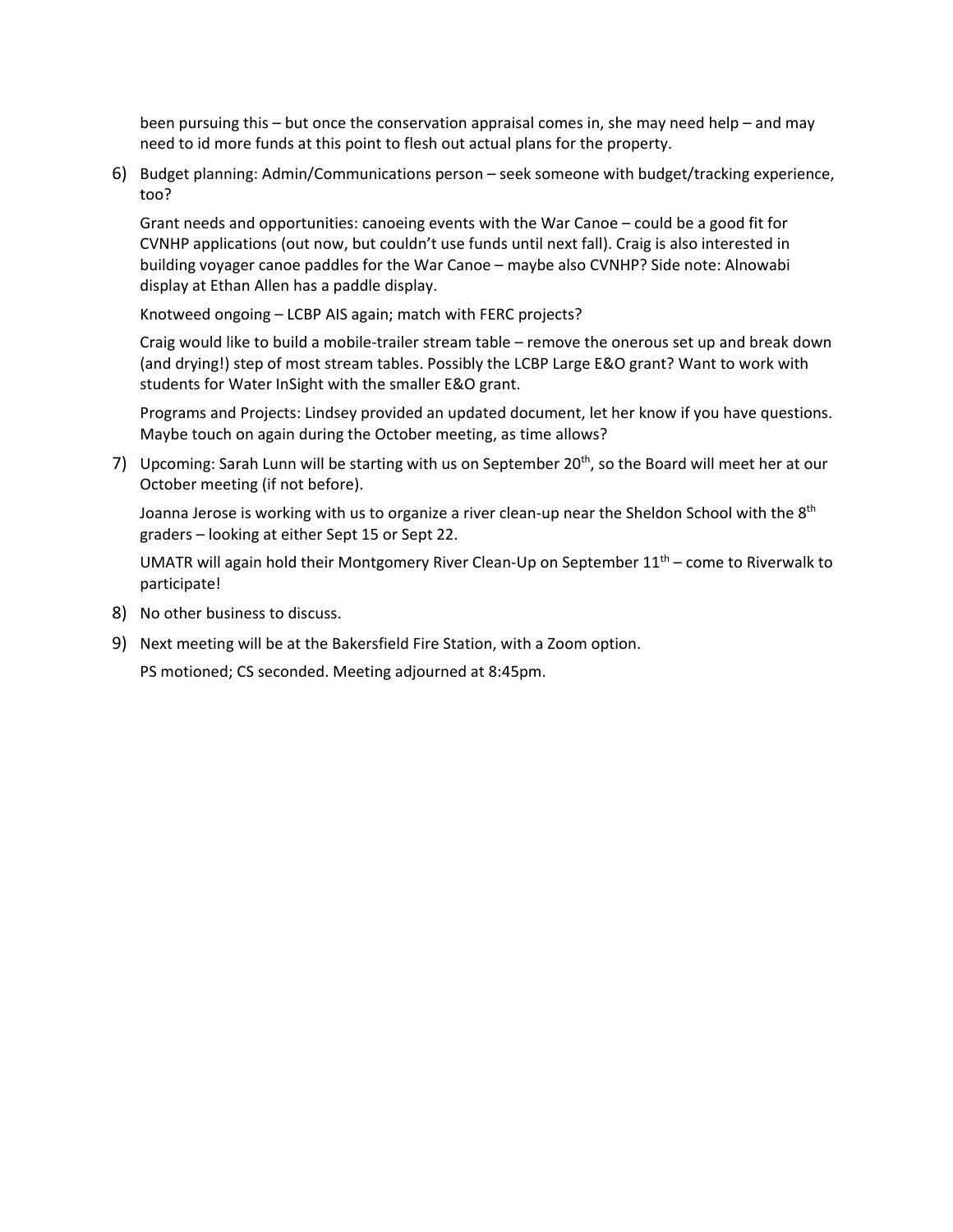been pursuing this – but once the conservation appraisal comes in, she may need help – and may need to id more funds at this point to flesh out actual plans for the property.

6) Budget planning: Admin/Communications person – seek someone with budget/tracking experience, too?

   Grant needs and opportunities: canoeing events with the War Canoe – could be a good fit for CVNHP applications (out now, but couldn't use funds until next fall). Craig is also interested in building voyager canoe paddles for the War Canoe – maybe also CVNHP? Side note: Alnowabi display at Ethan Allen has a paddle display.

   Knotweed ongoing – LCBP AIS again; match with FERC projects?

   Craig would like to build a mobile-trailer stream table – remove the onerous set up and break down (and drying!) step of most stream tables. Possibly the LCBP Large E&O grant? Want to work with students for Water InSight with the smaller E&O grant.

   Programs and Projects: Lindsey provided an updated document, let her know if you have questions. Maybe touch on again during the October meeting, as time allows?

7) Upcoming: Sarah Lunn will be starting with us on September 20th, so the Board will meet her at our October meeting (if not before).

   Joanna Jerose is working with us to organize a river clean-up near the Sheldon School with the 8th graders – looking at either Sept 15 or Sept 22.

   UMATR will again hold their Montgomery River Clean-Up on September 11th – come to Riverwalk to participate!

8) No other business to discuss.

9) Next meeting will be at the Bakersfield Fire Station, with a Zoom option.

   PS motioned; CS seconded. Meeting adjourned at 8:45pm.